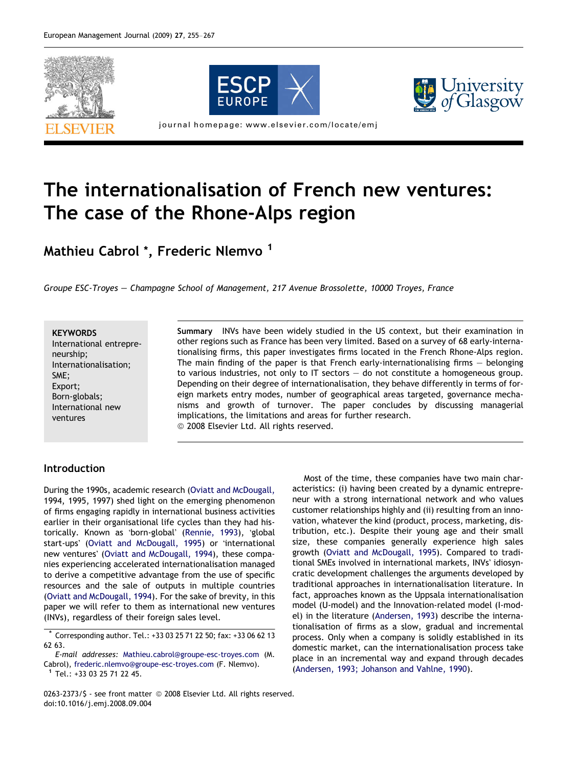# The internationalisation of French new ventures: The case of the Rhone-Alps region

**Mathieu Cabrol \*, Frederic Nlemvo [1]**

*Groupe ESC-Troyes — Champagne School of Management, 217 Avenue Brossolette, 10000 Troyes, France*

**KEYWORDS**
International entrepreneurship;
Internationalisation;
SME;
Export;
Born-globals;
International new ventures

**Summary** INVs have been widely studied in the US context, but their examination in other regions such as France has been very limited. Based on a survey of 68 early-internationalising firms, this paper investigates firms located in the French Rhone-Alps region. The main finding of the paper is that French early-internationalising firms — belonging to various industries, not only to IT sectors — do not constitute a homogeneous group. Depending on their degree of internationalisation, they behave differently in terms of foreign markets entry modes, number of geographical areas targeted, governance mechanisms and growth of turnover. The paper concludes by discussing managerial implications, the limitations and areas for further research.
© 2008 Elsevier Ltd. All rights reserved.

## Introduction

During the 1990s, academic research (Oviatt and McDougall, 1994, 1995, 1997) shed light on the emerging phenomenon of firms engaging rapidly in international business activities earlier in their organisational life cycles than they had historically. Known as 'born-global' (Rennie, 1993), 'global start-ups' (Oviatt and McDougall, 1995) or 'international new ventures' (Oviatt and McDougall, 1994), these companies experiencing accelerated internationalisation managed to derive a competitive advantage from the use of specific resources and the sale of outputs in multiple countries (Oviatt and McDougall, 1994). For the sake of brevity, in this paper we will refer to them as international new ventures (INVs), regardless of their foreign sales level.

Most of the time, these companies have two main characteristics: (i) having been created by a dynamic entrepreneur with a strong international network and who values customer relationships highly and (ii) resulting from an innovation, whatever the kind (product, process, marketing, distribution, etc.). Despite their young age and their small size, these companies generally experience high sales growth (Oviatt and McDougall, 1995). Compared to traditional SMEs involved in international markets, INVs' idiosyncratic development challenges the arguments developed by traditional approaches in internationalisation literature. In fact, approaches known as the Uppsala internationalisation model (U-model) and the Innovation-related model (I-model) in the literature (Andersen, 1993) describe the internationalisation of firms as a slow, gradual and incremental process. Only when a company is solidly established in its domestic market, can the internationalisation process take place in an incremental way and expand through decades (Andersen, 1993; Johanson and Vahlne, 1990).

\* Corresponding author. Tel.: +33 03 25 71 22 50; fax: +33 06 62 13 62 63.
*E-mail addresses:* Mathieu.cabrol@groupe-esc-troyes.com (M. Cabrol), frederic.nlemvo@groupe-esc-troyes.com (F. Nlemvo).
[1] Tel.: +33 03 25 71 22 45.

0263-2373/$ - see front matter © 2008 Elsevier Ltd. All rights reserved.
doi:10.1016/j.emj.2008.09.004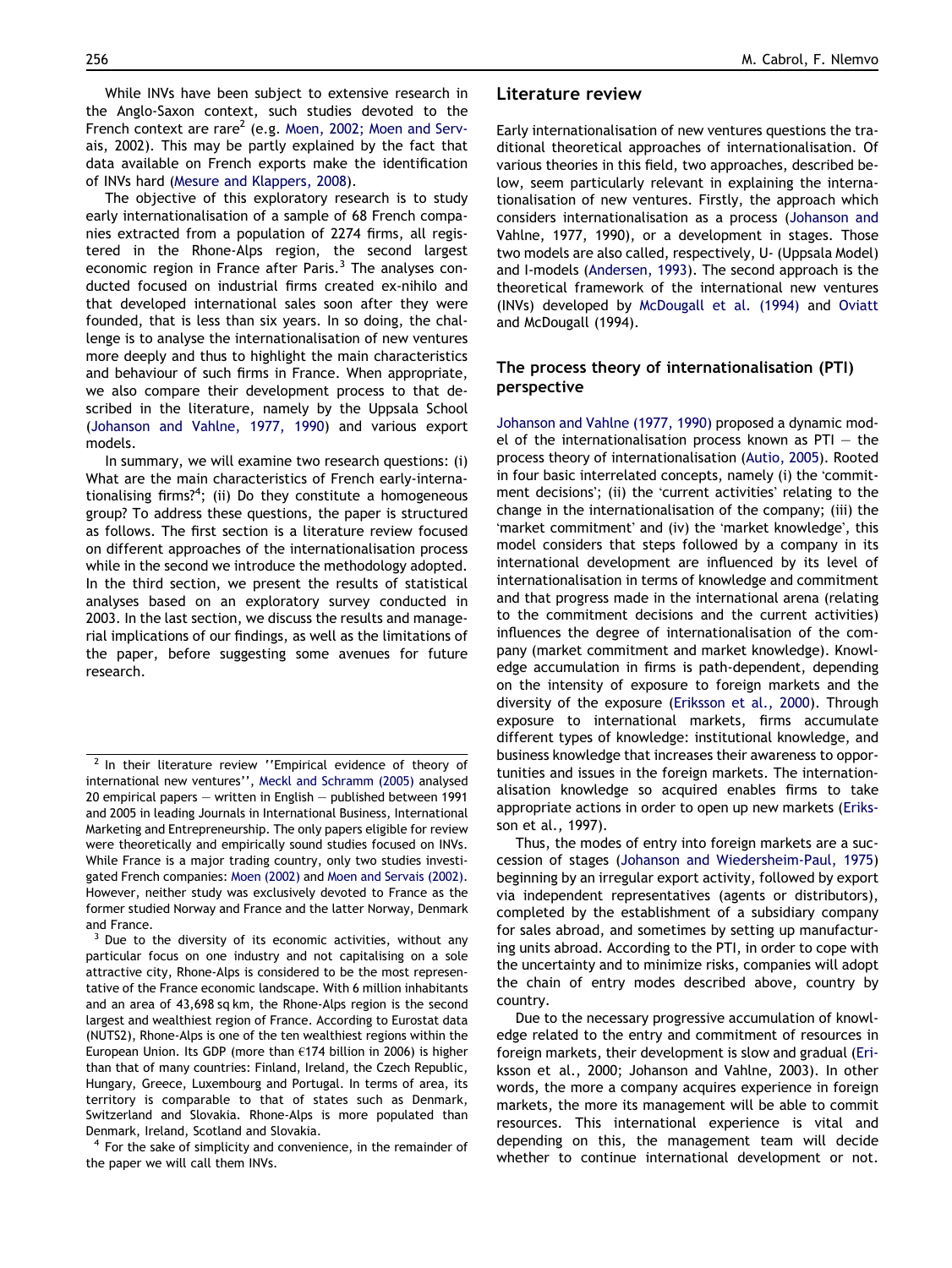While INVs have been subject to extensive research in the Anglo-Saxon context, such studies devoted to the French context are rare[2] (e.g. Moen, 2002; Moen and Servais, 2002). This may be partly explained by the fact that data available on French exports make the identification of INVs hard (Mesure and Klappers, 2008).

The objective of this exploratory research is to study early internationalisation of a sample of 68 French companies extracted from a population of 2274 firms, all registered in the Rhone-Alps region, the second largest economic region in France after Paris.[3] The analyses conducted focused on industrial firms created ex-nihilo and that developed international sales soon after they were founded, that is less than six years. In so doing, the challenge is to analyse the internationalisation of new ventures more deeply and thus to highlight the main characteristics and behaviour of such firms in France. When appropriate, we also compare their development process to that described in the literature, namely by the Uppsala School (Johanson and Vahlne, 1977, 1990) and various export models.

In summary, we will examine two research questions: (i) What are the main characteristics of French early-internationalising firms?[4]; (ii) Do they constitute a homogeneous group? To address these questions, the paper is structured as follows. The first section is a literature review focused on different approaches of the internationalisation process while in the second we introduce the methodology adopted. In the third section, we present the results of statistical analyses based on an exploratory survey conducted in 2003. In the last section, we discuss the results and managerial implications of our findings, as well as the limitations of the paper, before suggesting some avenues for future research.

[2] In their literature review ''Empirical evidence of theory of international new ventures'', Meckl and Schramm (2005) analysed 20 empirical papers — written in English — published between 1991 and 2005 in leading Journals in International Business, International Marketing and Entrepreneurship. The only papers eligible for review were theoretically and empirically sound studies focused on INVs. While France is a major trading country, only two studies investigated French companies: Moen (2002) and Moen and Servais (2002). However, neither study was exclusively devoted to France as the former studied Norway and France and the latter Norway, Denmark and France.

[3] Due to the diversity of its economic activities, without any particular focus on one industry and not capitalising on a sole attractive city, Rhone-Alps is considered to be the most representative of the France economic landscape. With 6 million inhabitants and an area of 43,698 sq km, the Rhone-Alps region is the second largest and wealthiest region of France. According to Eurostat data (NUTS2), Rhone-Alps is one of the ten wealthiest regions within the European Union. Its GDP (more than €174 billion in 2006) is higher than that of many countries: Finland, Ireland, the Czech Republic, Hungary, Greece, Luxembourg and Portugal. In terms of area, its territory is comparable to that of states such as Denmark, Switzerland and Slovakia. Rhone-Alps is more populated than Denmark, Ireland, Scotland and Slovakia.

[4] For the sake of simplicity and convenience, in the remainder of the paper we will call them INVs.

## Literature review

Early internationalisation of new ventures questions the traditional theoretical approaches of internationalisation. Of various theories in this field, two approaches, described below, seem particularly relevant in explaining the internationalisation of new ventures. Firstly, the approach which considers internationalisation as a process (Johanson and Vahlne, 1977, 1990), or a development in stages. Those two models are also called, respectively, U- (Uppsala Model) and I-models (Andersen, 1993). The second approach is the theoretical framework of the international new ventures (INVs) developed by McDougall et al. (1994) and Oviatt and McDougall (1994).

### The process theory of internationalisation (PTI) perspective

Johanson and Vahlne (1977, 1990) proposed a dynamic model of the internationalisation process known as PTI — the process theory of internationalisation (Autio, 2005). Rooted in four basic interrelated concepts, namely (i) the 'commitment decisions'; (ii) the 'current activities' relating to the change in the internationalisation of the company; (iii) the 'market commitment' and (iv) the 'market knowledge', this model considers that steps followed by a company in its international development are influenced by its level of internationalisation in terms of knowledge and commitment and that progress made in the international arena (relating to the commitment decisions and the current activities) influences the degree of internationalisation of the company (market commitment and market knowledge). Knowledge accumulation in firms is path-dependent, depending on the intensity of exposure to foreign markets and the diversity of the exposure (Eriksson et al., 2000). Through exposure to international markets, firms accumulate different types of knowledge: institutional knowledge, and business knowledge that increases their awareness to opportunities and issues in the foreign markets. The internationalisation knowledge so acquired enables firms to take appropriate actions in order to open up new markets (Eriksson et al., 1997).

Thus, the modes of entry into foreign markets are a succession of stages (Johanson and Wiedersheim-Paul, 1975) beginning by an irregular export activity, followed by export via independent representatives (agents or distributors), completed by the establishment of a subsidiary company for sales abroad, and sometimes by setting up manufacturing units abroad. According to the PTI, in order to cope with the uncertainty and to minimize risks, companies will adopt the chain of entry modes described above, country by country.

Due to the necessary progressive accumulation of knowledge related to the entry and commitment of resources in foreign markets, their development is slow and gradual (Eriksson et al., 2000; Johanson and Vahlne, 2003). In other words, the more a company acquires experience in foreign markets, the more its management will be able to commit resources. This international experience is vital and depending on this, the management team will decide whether to continue international development or not.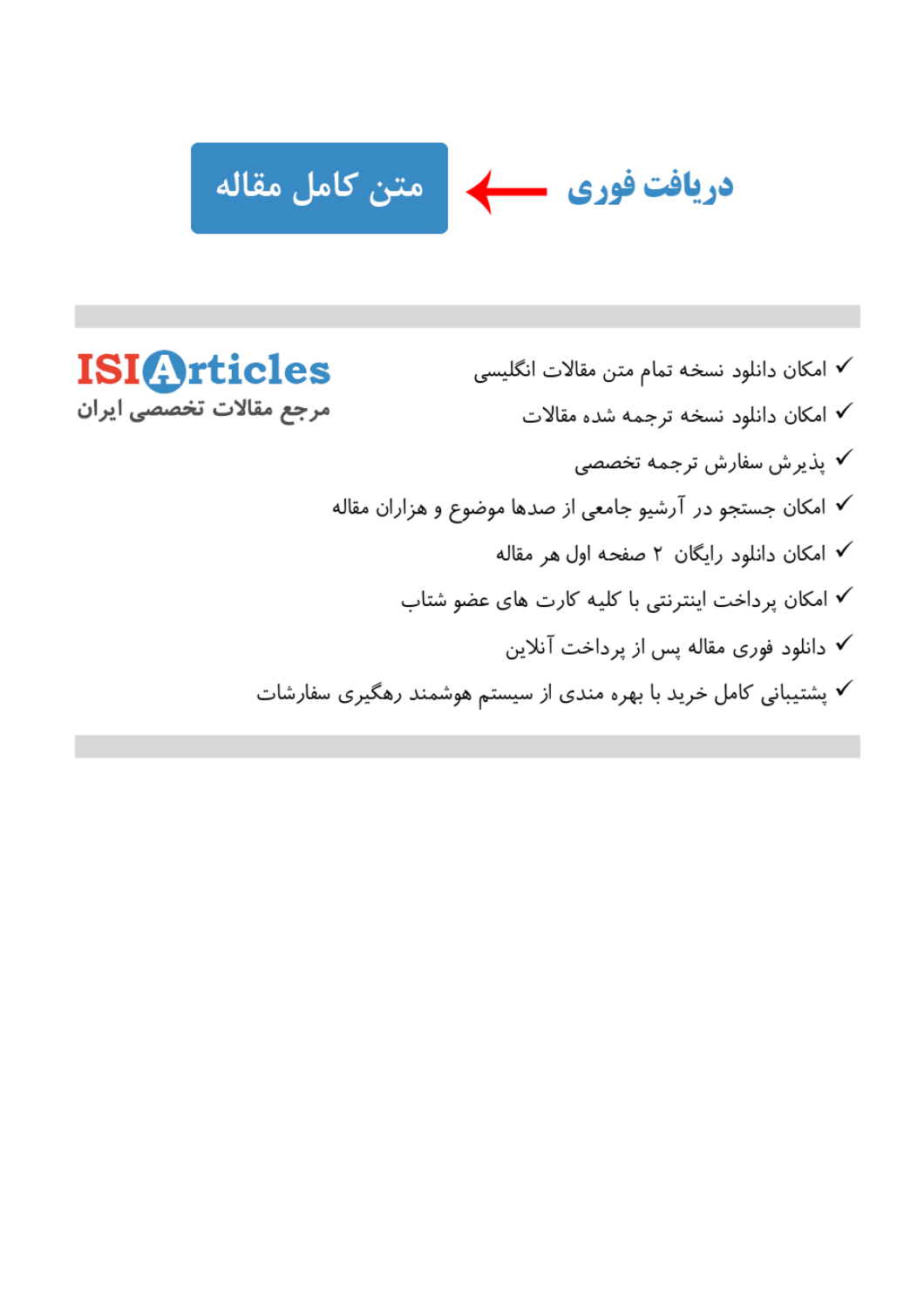دریافت فوری ← **متن کامل مقاله**

**ISIArticles**
مرجع مقالات تخصصی ایران

- ✓ امکان دانلود نسخه تمام متن مقالات انگلیسی
- ✓ امکان دانلود نسخه ترجمه شده مقالات
- ✓ پذیرش سفارش ترجمه تخصصی
- ✓ امکان جستجو در آرشیو جامعی از صدها موضوع و هزاران مقاله
- ✓ امکان دانلود رایگان ۲ صفحه اول هر مقاله
- ✓ امکان پرداخت اینترنتی با کلیه کارت های عضو شتاب
- ✓ دانلود فوری مقاله پس از پرداخت آنلاین
- ✓ پشتیبانی کامل خرید با بهره مندی از سیستم هوشمند رهگیری سفارشات